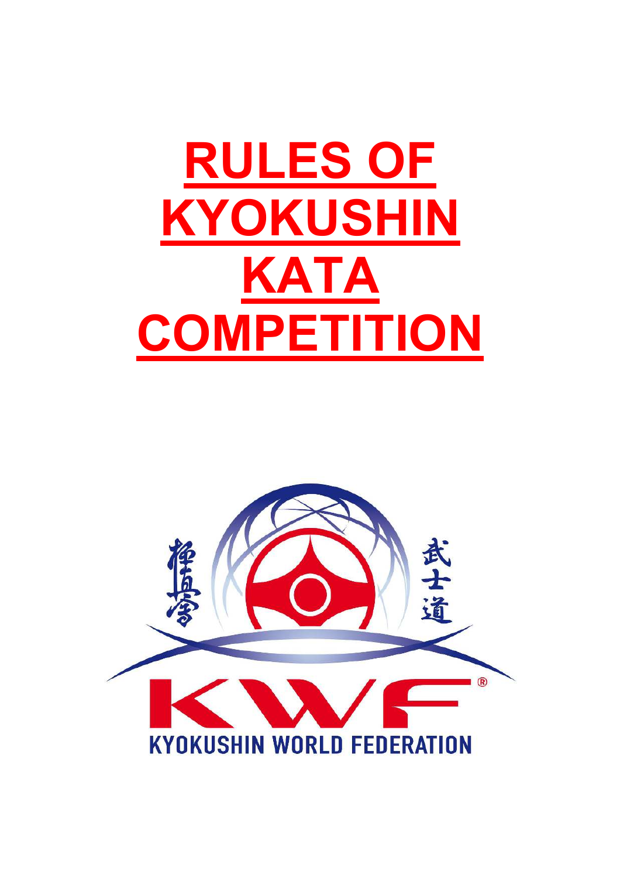# RULES OF KYOKUSHIN KATA COMPETITION

KYOKUSHIN WORLD FEDERATION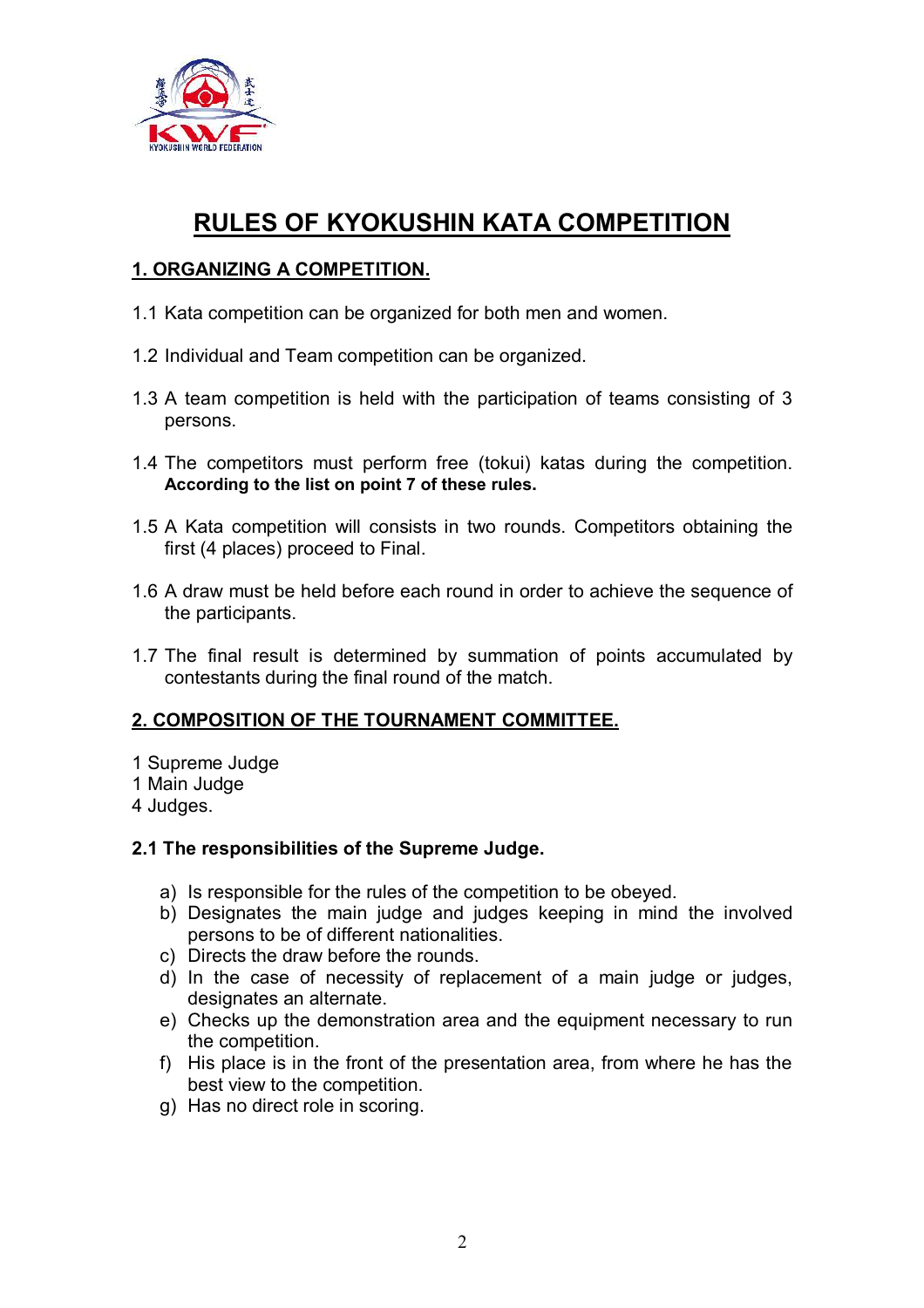# RULES OF KYOKUSHIN KATA COMPETITION

## 1. ORGANIZING A COMPETITION.

1.1 Kata competition can be organized for both men and women.

1.2 Individual and Team competition can be organized.

1.3 A team competition is held with the participation of teams consisting of 3 persons.

1.4 The competitors must perform free (tokui) katas during the competition. **According to the list on point 7 of these rules.**

1.5 A Kata competition will consists in two rounds. Competitors obtaining the first (4 places) proceed to Final.

1.6 A draw must be held before each round in order to achieve the sequence of the participants.

1.7 The final result is determined by summation of points accumulated by contestants during the final round of the match.

## 2. COMPOSITION OF THE TOURNAMENT COMMITTEE.

1 Supreme Judge
1 Main Judge
4 Judges.

### 2.1 The responsibilities of the Supreme Judge.

a) Is responsible for the rules of the competition to be obeyed.
b) Designates the main judge and judges keeping in mind the involved persons to be of different nationalities.
c) Directs the draw before the rounds.
d) In the case of necessity of replacement of a main judge or judges, designates an alternate.
e) Checks up the demonstration area and the equipment necessary to run the competition.
f) His place is in the front of the presentation area, from where he has the best view to the competition.
g) Has no direct role in scoring.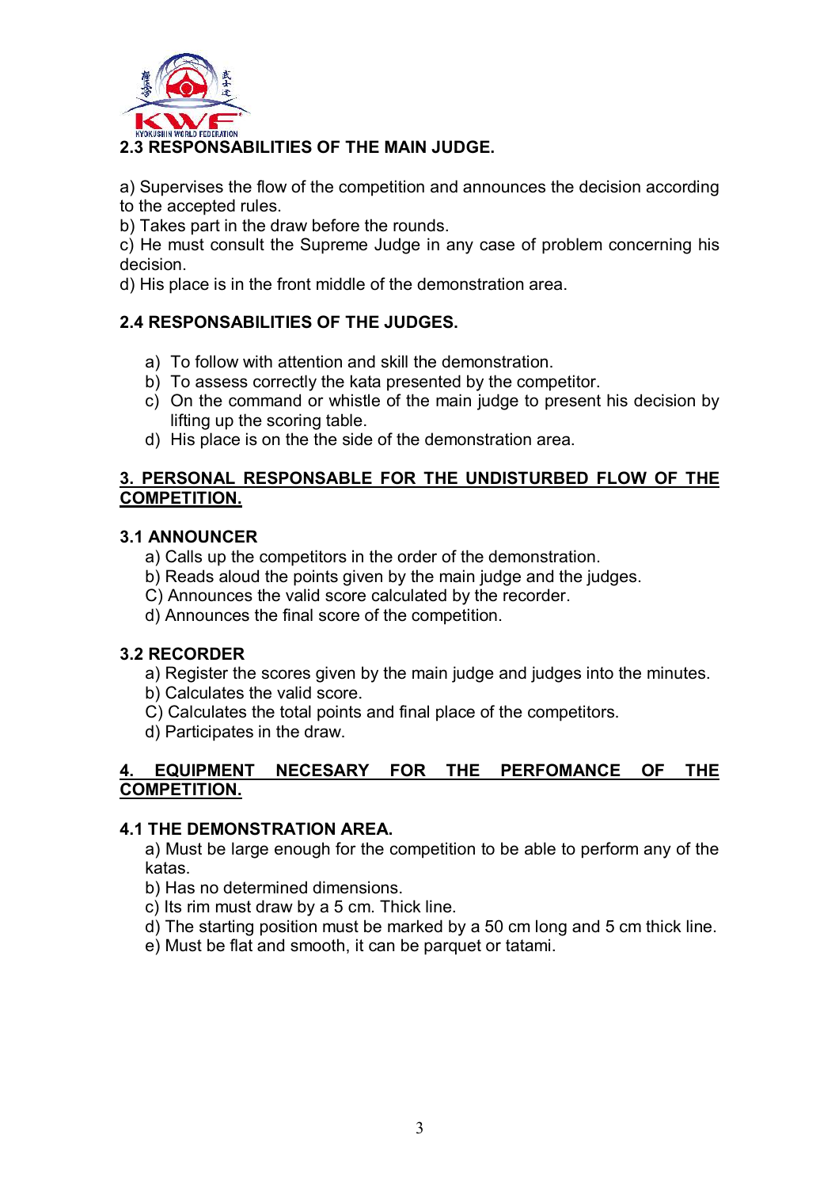## 2.3 RESPONSABILITIES OF THE MAIN JUDGE.

a) Supervises the flow of the competition and announces the decision according to the accepted rules.
b) Takes part in the draw before the rounds.
c) He must consult the Supreme Judge in any case of problem concerning his decision.
d) His place is in the front middle of the demonstration area.

## 2.4 RESPONSABILITIES OF THE JUDGES.

a) To follow with attention and skill the demonstration.
b) To assess correctly the kata presented by the competitor.
c) On the command or whistle of the main judge to present his decision by lifting up the scoring table.
d) His place is on the the side of the demonstration area.

# 3. PERSONAL RESPONSABLE FOR THE UNDISTURBED FLOW OF THE COMPETITION.

## 3.1 ANNOUNCER

a) Calls up the competitors in the order of the demonstration.
b) Reads aloud the points given by the main judge and the judges.
C) Announces the valid score calculated by the recorder.
d) Announces the final score of the competition.

## 3.2 RECORDER

a) Register the scores given by the main judge and judges into the minutes.
b) Calculates the valid score.
C) Calculates the total points and final place of the competitors.
d) Participates in the draw.

# 4. EQUIPMENT NECESARY FOR THE PERFOMANCE OF THE COMPETITION.

## 4.1 THE DEMONSTRATION AREA.

a) Must be large enough for the competition to be able to perform any of the katas.
b) Has no determined dimensions.
c) Its rim must draw by a 5 cm. Thick line.
d) The starting position must be marked by a 50 cm long and 5 cm thick line.
e) Must be flat and smooth, it can be parquet or tatami.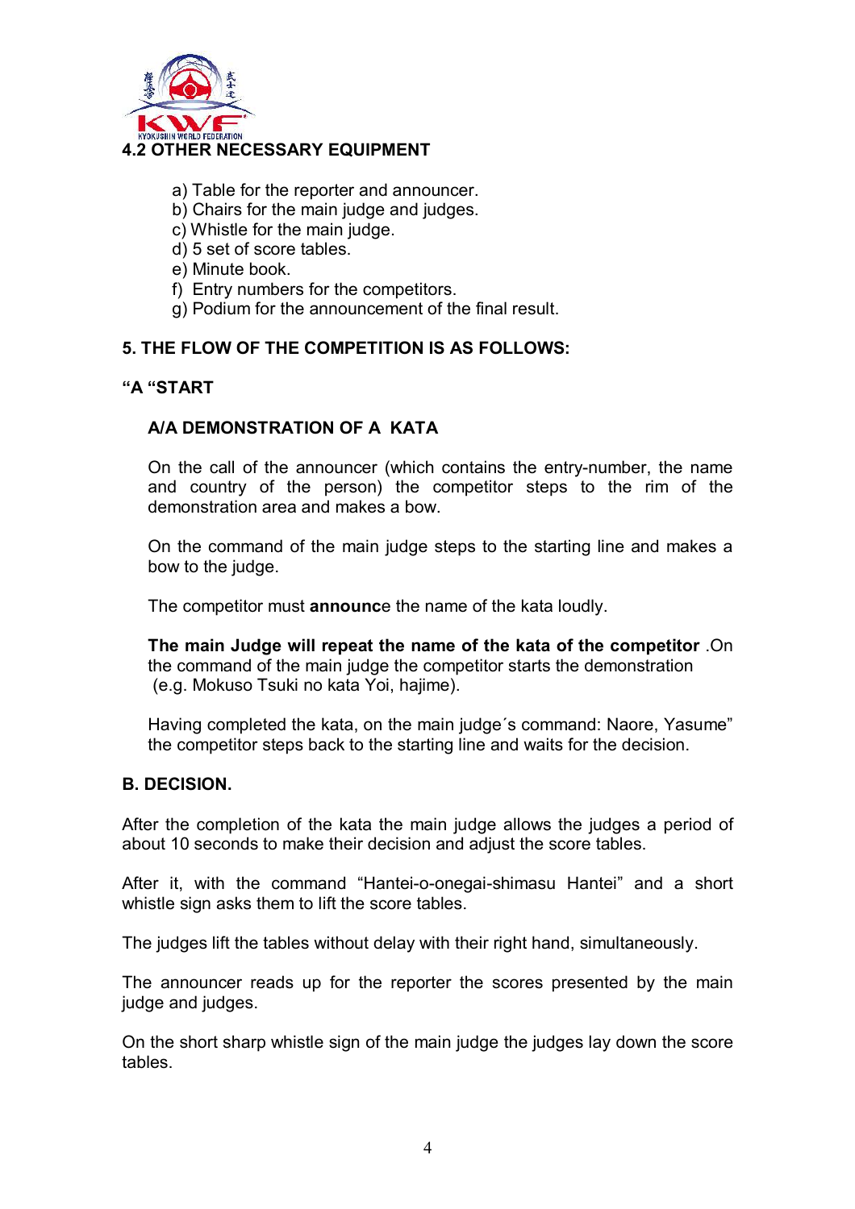## 4.2 OTHER NECESSARY EQUIPMENT

a) Table for the reporter and announcer.
b) Chairs for the main judge and judges.
c) Whistle for the main judge.
d) 5 set of score tables.
e) Minute book.
f) Entry numbers for the competitors.
g) Podium for the announcement of the final result.

## 5. THE FLOW OF THE COMPETITION IS AS FOLLOWS:

### "A "START

#### A/A DEMONSTRATION OF A KATA

On the call of the announcer (which contains the entry-number, the name and country of the person) the competitor steps to the rim of the demonstration area and makes a bow.

On the command of the main judge steps to the starting line and makes a bow to the judge.

The competitor must **announc**e the name of the kata loudly.

**The main Judge will repeat the name of the kata of the competitor** .On the command of the main judge the competitor starts the demonstration (e.g. Mokuso Tsuki no kata Yoi, hajime).

Having completed the kata, on the main judge´s command: Naore, Yasume" the competitor steps back to the starting line and waits for the decision.

### B. DECISION.

After the completion of the kata the main judge allows the judges a period of about 10 seconds to make their decision and adjust the score tables.

After it, with the command "Hantei-o-onegai-shimasu Hantei" and a short whistle sign asks them to lift the score tables.

The judges lift the tables without delay with their right hand, simultaneously.

The announcer reads up for the reporter the scores presented by the main judge and judges.

On the short sharp whistle sign of the main judge the judges lay down the score tables.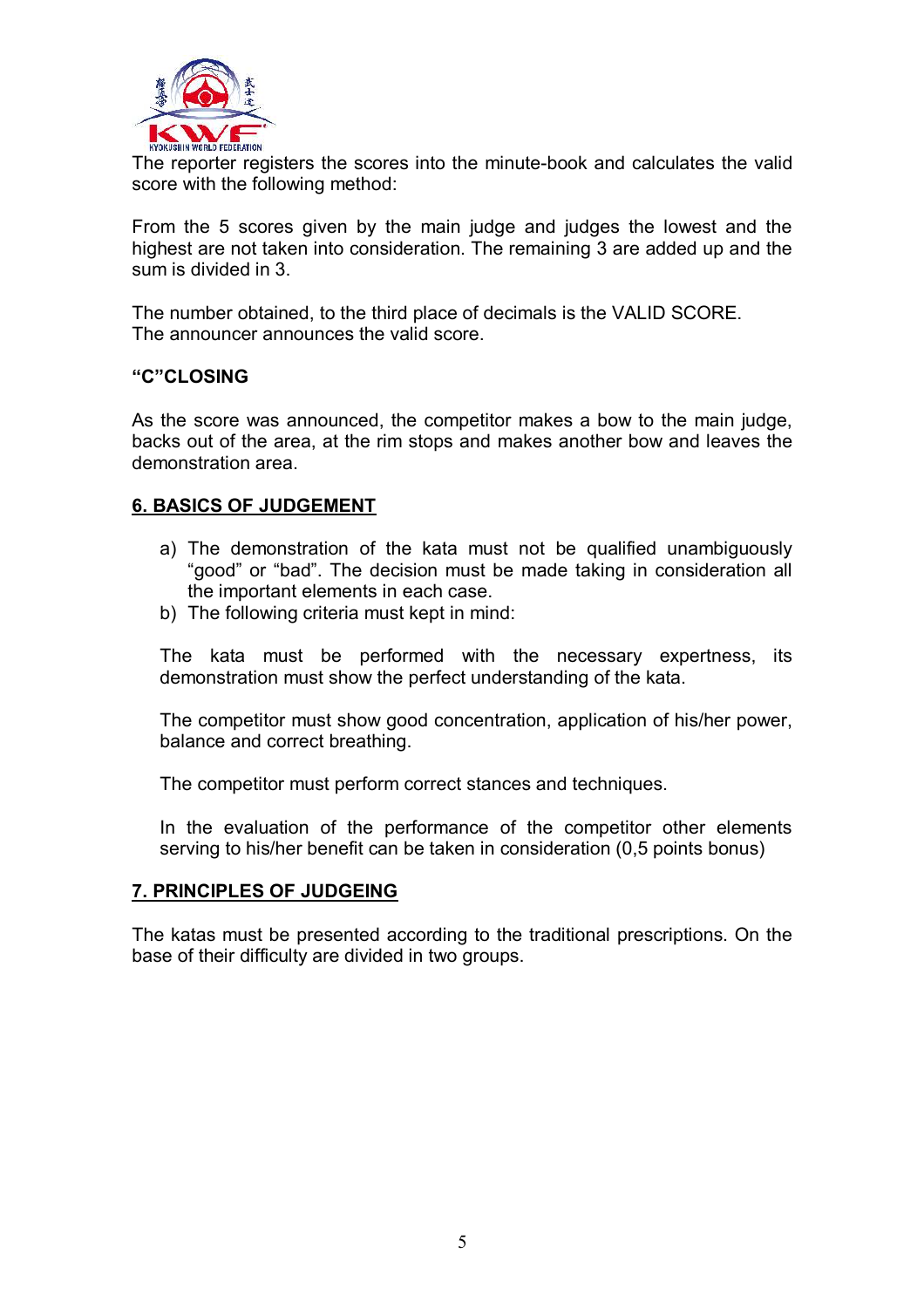The reporter registers the scores into the minute-book and calculates the valid score with the following method:

From the 5 scores given by the main judge and judges the lowest and the highest are not taken into consideration. The remaining 3 are added up and the sum is divided in 3.

The number obtained, to the third place of decimals is the VALID SCORE.
The announcer announces the valid score.

**"C"CLOSING**

As the score was announced, the competitor makes a bow to the main judge, backs out of the area, at the rim stops and makes another bow and leaves the demonstration area.

## 6. BASICS OF JUDGEMENT

a) The demonstration of the kata must not be qualified unambiguously "good" or "bad". The decision must be made taking in consideration all the important elements in each case.
b) The following criteria must kept in mind:

The kata must be performed with the necessary expertness, its demonstration must show the perfect understanding of the kata.

The competitor must show good concentration, application of his/her power, balance and correct breathing.

The competitor must perform correct stances and techniques.

In the evaluation of the performance of the competitor other elements serving to his/her benefit can be taken in consideration (0,5 points bonus)

## 7. PRINCIPLES OF JUDGEING

The katas must be presented according to the traditional prescriptions. On the base of their difficulty are divided in two groups.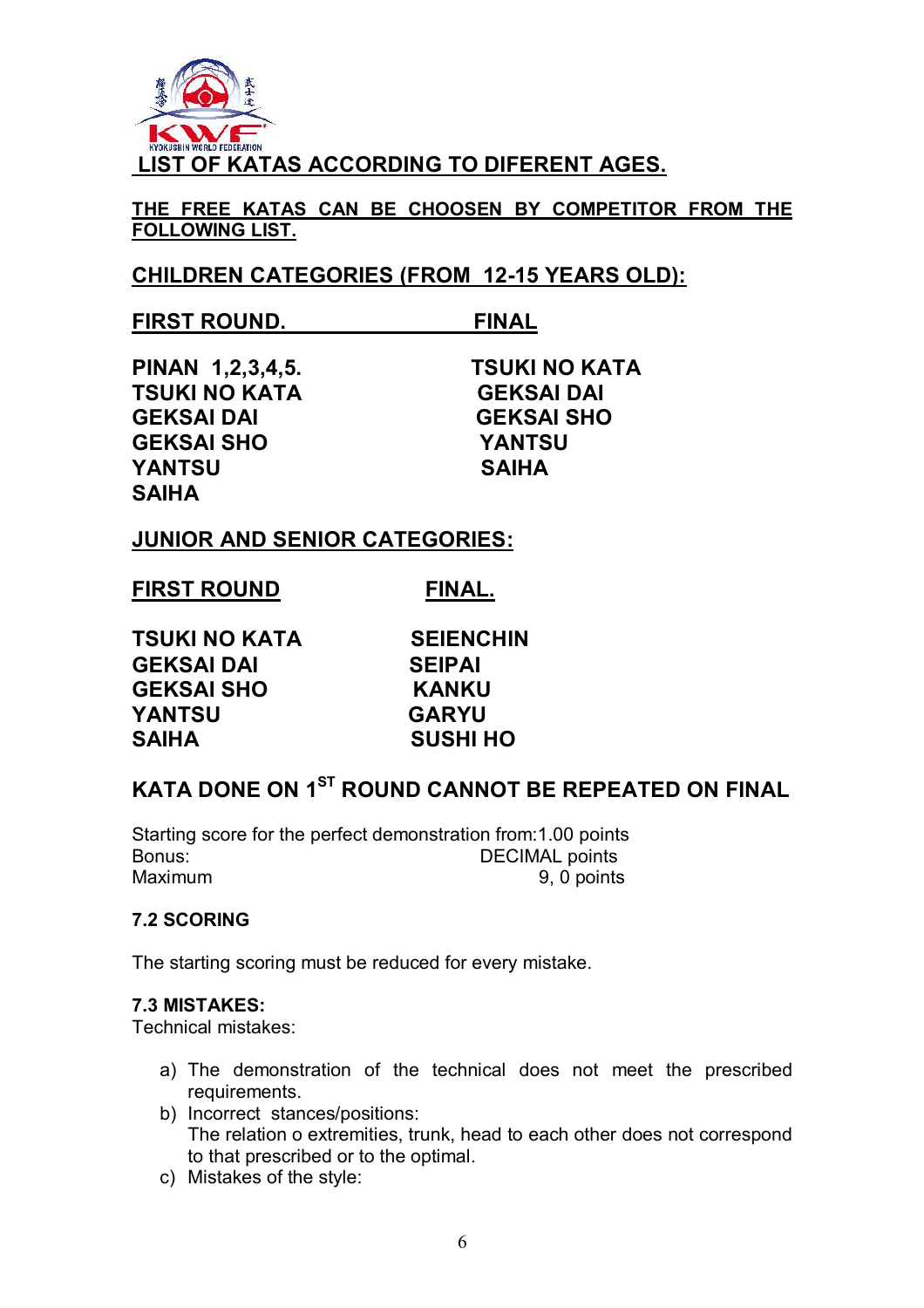## LIST OF KATAS ACCORDING TO DIFERENT AGES.

**THE FREE KATAS CAN BE CHOOSEN BY COMPETITOR FROM THE FOLLOWING LIST.**

### CHILDREN CATEGORIES (FROM 12-15 YEARS OLD):

| FIRST ROUND. | FINAL |
|---|---|
| PINAN 1,2,3,4,5. | TSUKI NO KATA |
| TSUKI NO KATA | GEKSAI DAI |
| GEKSAI DAI | GEKSAI SHO |
| GEKSAI SHO | YANTSU |
| YANTSU | SAIHA |
| SAIHA | |

### JUNIOR AND SENIOR CATEGORIES:

| FIRST ROUND | FINAL. |
|---|---|
| TSUKI NO KATA | SEIENCHIN |
| GEKSAI DAI | SEIPAI |
| GEKSAI SHO | KANKU |
| YANTSU | GARYU |
| SAIHA | SUSHI HO |

### KATA DONE ON 1ST ROUND CANNOT BE REPEATED ON FINAL

Starting score for the perfect demonstration from:1.00 points
Bonus: DECIMAL points
Maximum 9, 0 points

#### 7.2 SCORING

The starting scoring must be reduced for every mistake.

#### 7.3 MISTAKES:

Technical mistakes:

a) The demonstration of the technical does not meet the prescribed requirements.
b) Incorrect stances/positions:
   The relation o extremities, trunk, head to each other does not correspond to that prescribed or to the optimal.
c) Mistakes of the style: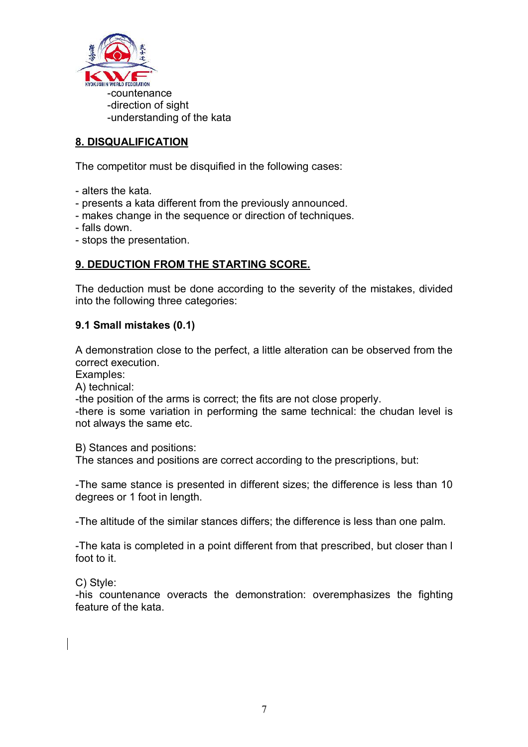-countenance
-direction of sight
-understanding of the kata

## 8. DISQUALIFICATION

The competitor must be disquified in the following cases:

- alters the kata.
- presents a kata different from the previously announced.
- makes change in the sequence or direction of techniques.
- falls down.
- stops the presentation.

## 9. DEDUCTION FROM THE STARTING SCORE.

The deduction must be done according to the severity of the mistakes, divided into the following three categories:

### 9.1 Small mistakes (0.1)

A demonstration close to the perfect, a little alteration can be observed from the correct execution.
Examples:
A) technical:
-the position of the arms is correct; the fits are not close properly.
-there is some variation in performing the same technical: the chudan level is not always the same etc.

B) Stances and positions:
The stances and positions are correct according to the prescriptions, but:

-The same stance is presented in different sizes; the difference is less than 10 degrees or 1 foot in length.

-The altitude of the similar stances differs; the difference is less than one palm.

-The kata is completed in a point different from that prescribed, but closer than l foot to it.

C) Style:
-his countenance overacts the demonstration: overemphasizes the fighting feature of the kata.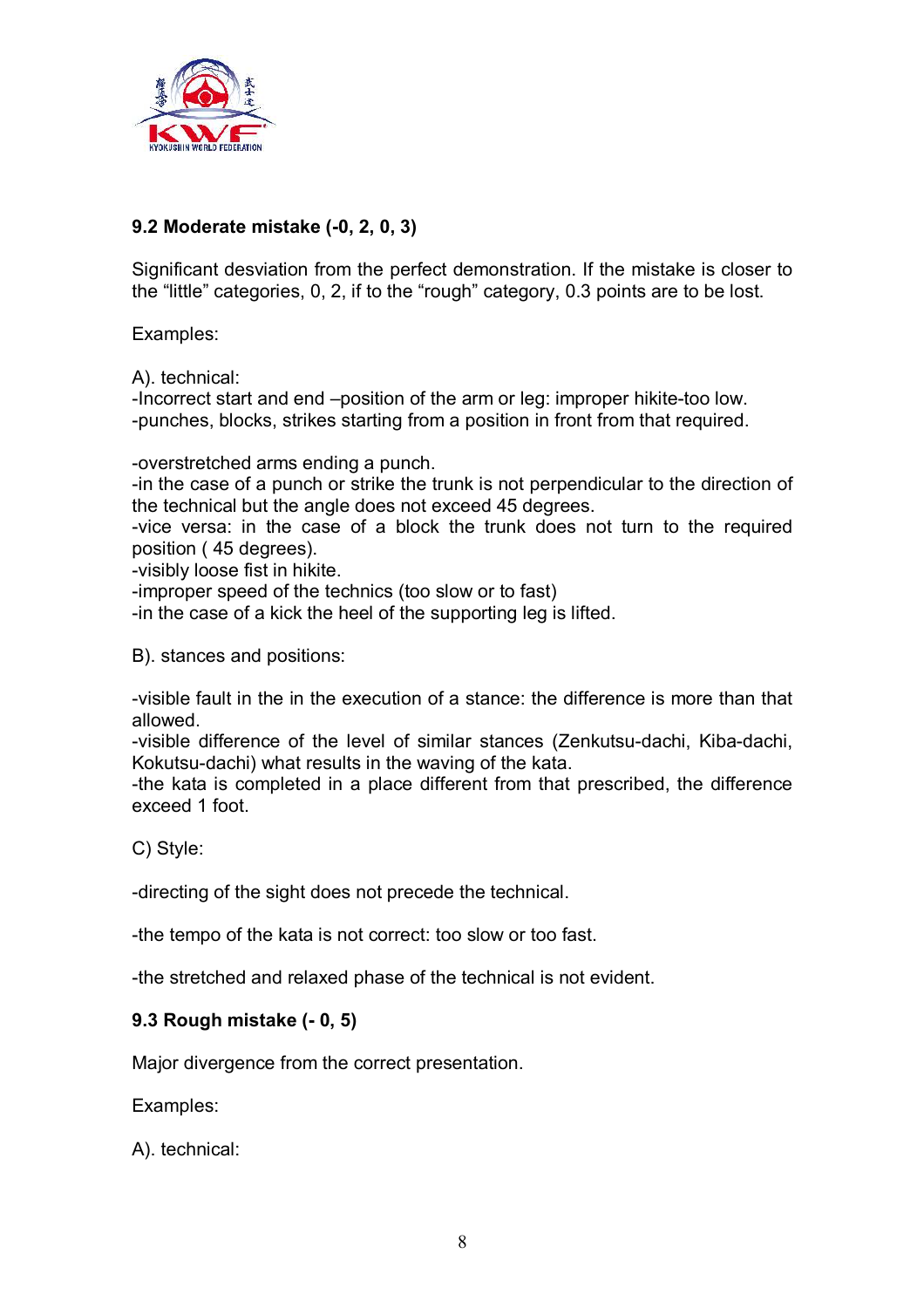### 9.2 Moderate mistake (-0, 2, 0, 3)

Significant desviation from the perfect demonstration. If the mistake is closer to the "little" categories, 0, 2, if to the "rough" category, 0.3 points are to be lost.

Examples:

A). technical:
-Incorrect start and end –position of the arm or leg: improper hikite-too low.
-punches, blocks, strikes starting from a position in front from that required.

-overstretched arms ending a punch.
-in the case of a punch or strike the trunk is not perpendicular to the direction of the technical but the angle does not exceed 45 degrees.
-vice versa: in the case of a block the trunk does not turn to the required position ( 45 degrees).
-visibly loose fist in hikite.
-improper speed of the technics (too slow or to fast)
-in the case of a kick the heel of the supporting leg is lifted.

B). stances and positions:

-visible fault in the in the execution of a stance: the difference is more than that allowed.
-visible difference of the level of similar stances (Zenkutsu-dachi, Kiba-dachi, Kokutsu-dachi) what results in the waving of the kata.
-the kata is completed in a place different from that prescribed, the difference exceed 1 foot.

C) Style:

-directing of the sight does not precede the technical.

-the tempo of the kata is not correct: too slow or too fast.

-the stretched and relaxed phase of the technical is not evident.

### 9.3 Rough mistake (- 0, 5)

Major divergence from the correct presentation.

Examples:

A). technical: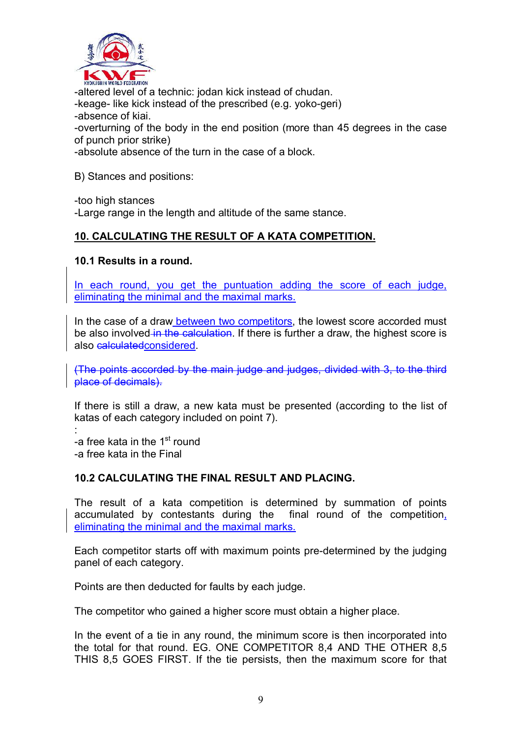-altered level of a technic: jodan kick instead of chudan.
-keage- like kick instead of the prescribed (e.g. yoko-geri)
-absence of kiai.
-overturning of the body in the end position (more than 45 degrees in the case of punch prior strike)
-absolute absence of the turn in the case of a block.

B) Stances and positions:

-too high stances
-Large range in the length and altitude of the same stance.

## 10. CALCULATING THE RESULT OF A KATA COMPETITION.

### 10.1 Results in a round.

In each round, you get the puntuation adding the score of each judge, eliminating the minimal and the maximal marks.

In the case of a draw between two competitors, the lowest score accorded must be also involved ~~in the calculation~~. If there is further a draw, the highest score is also ~~calculated~~considered.

~~(The points accorded by the main judge and judges, divided with 3, to the third place of decimals).~~

If there is still a draw, a new kata must be presented (according to the list of katas of each category included on point 7).

:
-a free kata in the 1st round
-a free kata in the Final

### 10.2 CALCULATING THE FINAL RESULT AND PLACING.

The result of a kata competition is determined by summation of points accumulated by contestants during the final round of the competition, eliminating the minimal and the maximal marks.

Each competitor starts off with maximum points pre-determined by the judging panel of each category.

Points are then deducted for faults by each judge.

The competitor who gained a higher score must obtain a higher place.

In the event of a tie in any round, the minimum score is then incorporated into the total for that round. EG. ONE COMPETITOR 8,4 AND THE OTHER 8,5 THIS 8,5 GOES FIRST. If the tie persists, then the maximum score for that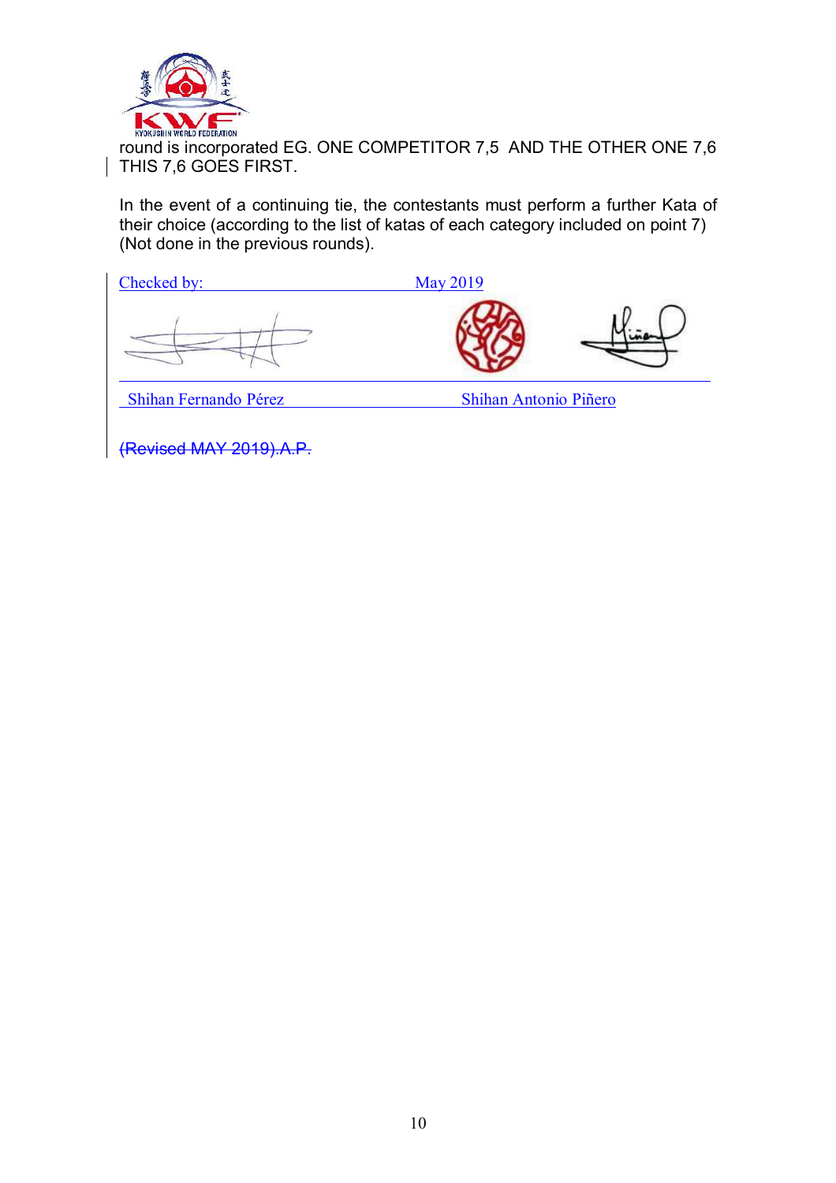round is incorporated EG. ONE COMPETITOR 7,5 AND THE OTHER ONE 7,6 THIS 7,6 GOES FIRST.

In the event of a continuing tie, the contestants must perform a further Kata of their choice (according to the list of katas of each category included on point 7) (Not done in the previous rounds).

Checked by: May 2019

Shihan Fernando Pérez Shihan Antonio Piñero

~~(Revised MAY 2019).A.P.~~